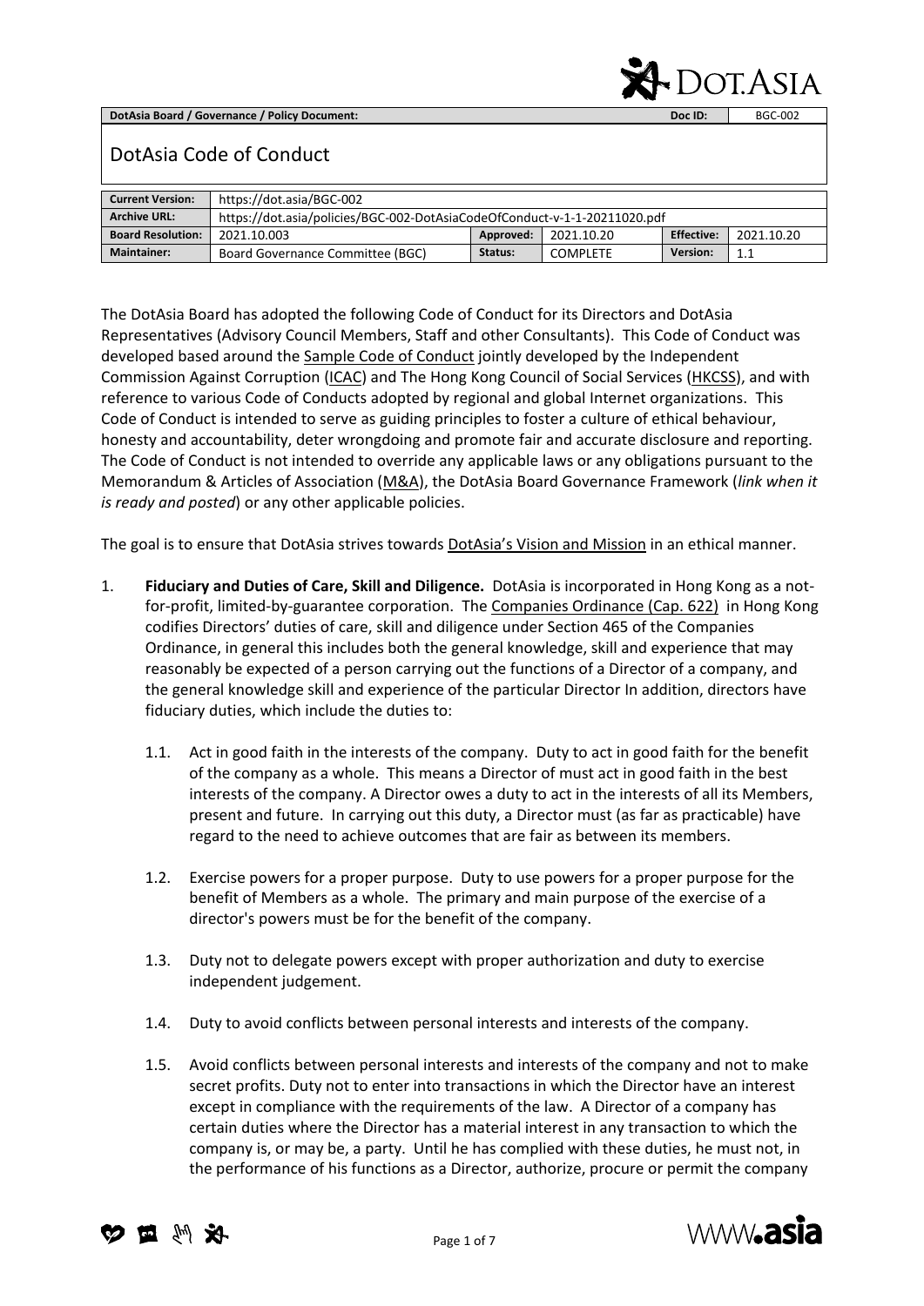| DotAsia Board / Governance / Policy Document: | | | | Doc ID: | BGC-002 |
|---|---|---|---|---|---|

# DotAsia Code of Conduct

| Current Version: | https://dot.asia/BGC-002 | | | | |
|---|---|---|---|---|---|
| Archive URL: | https://dot.asia/policies/BGC-002-DotAsiaCodeOfConduct-v-1-1-20211020.pdf | | | | |
| Board Resolution: | 2021.10.003 | Approved: | 2021.10.20 | Effective: | 2021.10.20 |
| Maintainer: | Board Governance Committee (BGC) | Status: | COMPLETE | Version: | 1.1 |

The DotAsia Board has adopted the following Code of Conduct for its Directors and DotAsia Representatives (Advisory Council Members, Staff and other Consultants). This Code of Conduct was developed based around the Sample Code of Conduct jointly developed by the Independent Commission Against Corruption (ICAC) and The Hong Kong Council of Social Services (HKCSS), and with reference to various Code of Conducts adopted by regional and global Internet organizations. This Code of Conduct is intended to serve as guiding principles to foster a culture of ethical behaviour, honesty and accountability, deter wrongdoing and promote fair and accurate disclosure and reporting. The Code of Conduct is not intended to override any applicable laws or any obligations pursuant to the Memorandum & Articles of Association (M&A), the DotAsia Board Governance Framework (*link when it is ready and posted*) or any other applicable policies.

The goal is to ensure that DotAsia strives towards DotAsia's Vision and Mission in an ethical manner.

1. **Fiduciary and Duties of Care, Skill and Diligence.** DotAsia is incorporated in Hong Kong as a not-for-profit, limited-by-guarantee corporation. The Companies Ordinance (Cap. 622) in Hong Kong codifies Directors' duties of care, skill and diligence under Section 465 of the Companies Ordinance, in general this includes both the general knowledge, skill and experience that may reasonably be expected of a person carrying out the functions of a Director of a company, and the general knowledge skill and experience of the particular Director In addition, directors have fiduciary duties, which include the duties to:

   1.1. Act in good faith in the interests of the company. Duty to act in good faith for the benefit of the company as a whole. This means a Director of must act in good faith in the best interests of the company. A Director owes a duty to act in the interests of all its Members, present and future. In carrying out this duty, a Director must (as far as practicable) have regard to the need to achieve outcomes that are fair as between its members.

   1.2. Exercise powers for a proper purpose. Duty to use powers for a proper purpose for the benefit of Members as a whole. The primary and main purpose of the exercise of a director's powers must be for the benefit of the company.

   1.3. Duty not to delegate powers except with proper authorization and duty to exercise independent judgement.

   1.4. Duty to avoid conflicts between personal interests and interests of the company.

   1.5. Avoid conflicts between personal interests and interests of the company and not to make secret profits. Duty not to enter into transactions in which the Director have an interest except in compliance with the requirements of the law. A Director of a company has certain duties where the Director has a material interest in any transaction to which the company is, or may be, a party. Until he has complied with these duties, he must not, in the performance of his functions as a Director, authorize, procure or permit the company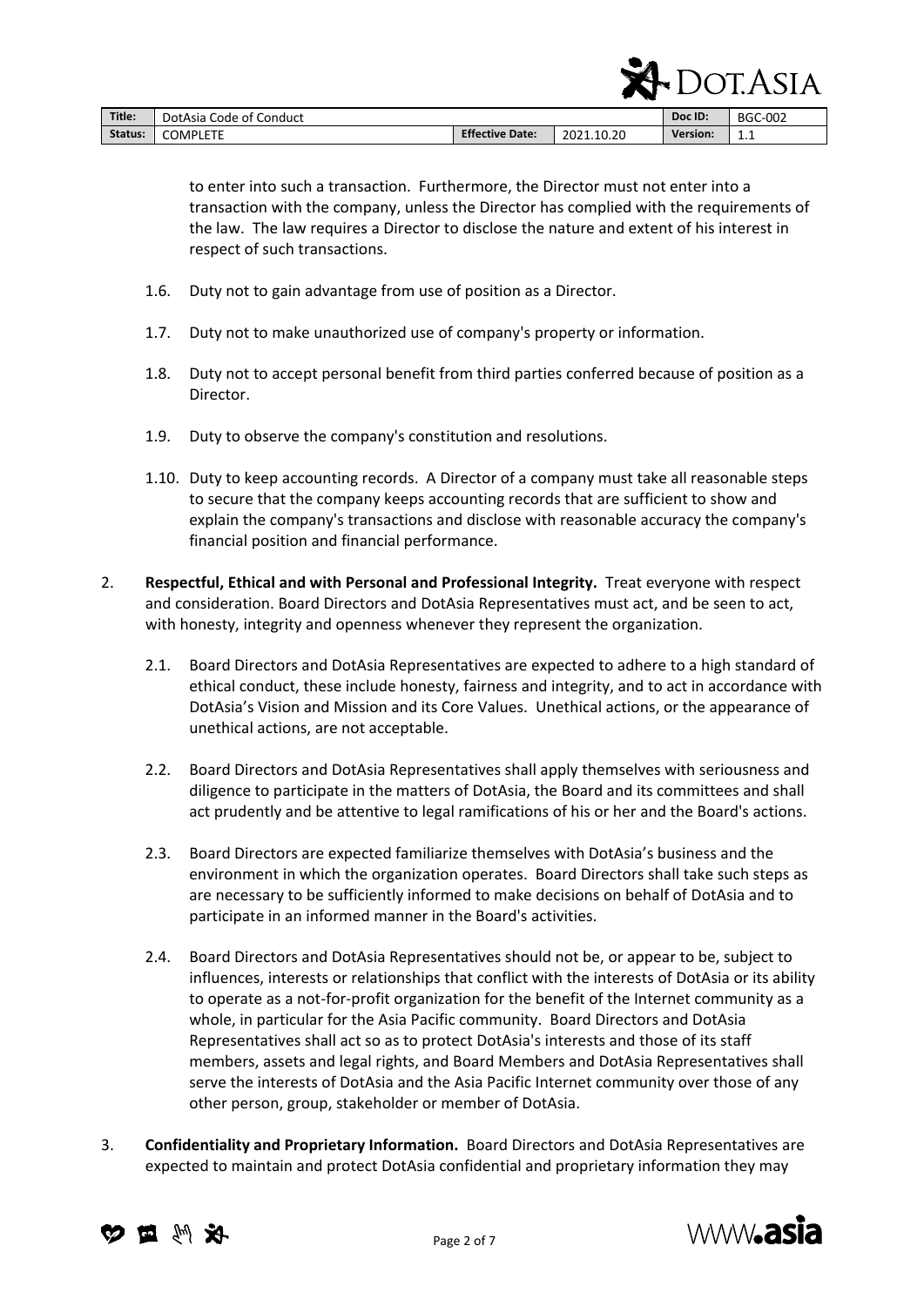to enter into such a transaction. Furthermore, the Director must not enter into a transaction with the company, unless the Director has complied with the requirements of the law. The law requires a Director to disclose the nature and extent of his interest in respect of such transactions.

1.6. Duty not to gain advantage from use of position as a Director.

1.7. Duty not to make unauthorized use of company's property or information.

1.8. Duty not to accept personal benefit from third parties conferred because of position as a Director.

1.9. Duty to observe the company's constitution and resolutions.

1.10. Duty to keep accounting records. A Director of a company must take all reasonable steps to secure that the company keeps accounting records that are sufficient to show and explain the company's transactions and disclose with reasonable accuracy the company's financial position and financial performance.

2. **Respectful, Ethical and with Personal and Professional Integrity.** Treat everyone with respect and consideration. Board Directors and DotAsia Representatives must act, and be seen to act, with honesty, integrity and openness whenever they represent the organization.

   2.1. Board Directors and DotAsia Representatives are expected to adhere to a high standard of ethical conduct, these include honesty, fairness and integrity, and to act in accordance with DotAsia's Vision and Mission and its Core Values. Unethical actions, or the appearance of unethical actions, are not acceptable.

   2.2. Board Directors and DotAsia Representatives shall apply themselves with seriousness and diligence to participate in the matters of DotAsia, the Board and its committees and shall act prudently and be attentive to legal ramifications of his or her and the Board's actions.

   2.3. Board Directors are expected familiarize themselves with DotAsia's business and the environment in which the organization operates. Board Directors shall take such steps as are necessary to be sufficiently informed to make decisions on behalf of DotAsia and to participate in an informed manner in the Board's activities.

   2.4. Board Directors and DotAsia Representatives should not be, or appear to be, subject to influences, interests or relationships that conflict with the interests of DotAsia or its ability to operate as a not-for-profit organization for the benefit of the Internet community as a whole, in particular for the Asia Pacific community. Board Directors and DotAsia Representatives shall act so as to protect DotAsia's interests and those of its staff members, assets and legal rights, and Board Members and DotAsia Representatives shall serve the interests of DotAsia and the Asia Pacific Internet community over those of any other person, group, stakeholder or member of DotAsia.

3. **Confidentiality and Proprietary Information.** Board Directors and DotAsia Representatives are expected to maintain and protect DotAsia confidential and proprietary information they may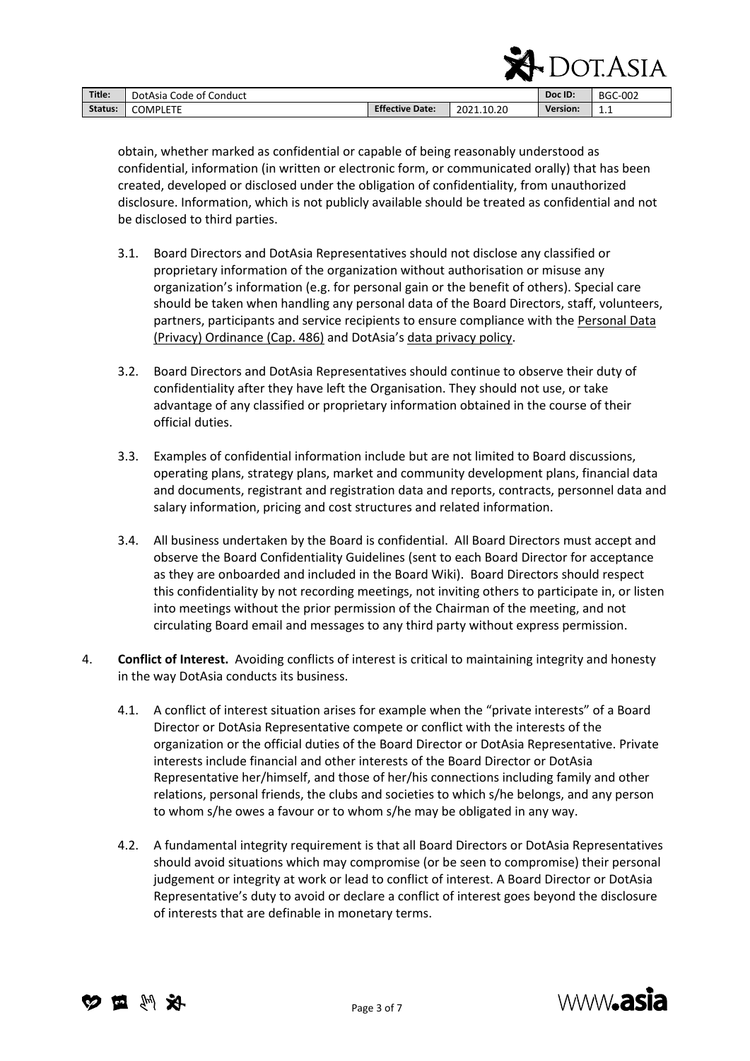obtain, whether marked as confidential or capable of being reasonably understood as confidential, information (in written or electronic form, or communicated orally) that has been created, developed or disclosed under the obligation of confidentiality, from unauthorized disclosure. Information, which is not publicly available should be treated as confidential and not be disclosed to third parties.

3.1. Board Directors and DotAsia Representatives should not disclose any classified or proprietary information of the organization without authorisation or misuse any organization's information (e.g. for personal gain or the benefit of others). Special care should be taken when handling any personal data of the Board Directors, staff, volunteers, partners, participants and service recipients to ensure compliance with the Personal Data (Privacy) Ordinance (Cap. 486) and DotAsia's data privacy policy.

3.2. Board Directors and DotAsia Representatives should continue to observe their duty of confidentiality after they have left the Organisation. They should not use, or take advantage of any classified or proprietary information obtained in the course of their official duties.

3.3. Examples of confidential information include but are not limited to Board discussions, operating plans, strategy plans, market and community development plans, financial data and documents, registrant and registration data and reports, contracts, personnel data and salary information, pricing and cost structures and related information.

3.4. All business undertaken by the Board is confidential. All Board Directors must accept and observe the Board Confidentiality Guidelines (sent to each Board Director for acceptance as they are onboarded and included in the Board Wiki). Board Directors should respect this confidentiality by not recording meetings, not inviting others to participate in, or listen into meetings without the prior permission of the Chairman of the meeting, and not circulating Board email and messages to any third party without express permission.

4. **Conflict of Interest.** Avoiding conflicts of interest is critical to maintaining integrity and honesty in the way DotAsia conducts its business.

4.1. A conflict of interest situation arises for example when the "private interests" of a Board Director or DotAsia Representative compete or conflict with the interests of the organization or the official duties of the Board Director or DotAsia Representative. Private interests include financial and other interests of the Board Director or DotAsia Representative her/himself, and those of her/his connections including family and other relations, personal friends, the clubs and societies to which s/he belongs, and any person to whom s/he owes a favour or to whom s/he may be obligated in any way.

4.2. A fundamental integrity requirement is that all Board Directors or DotAsia Representatives should avoid situations which may compromise (or be seen to compromise) their personal judgement or integrity at work or lead to conflict of interest. A Board Director or DotAsia Representative's duty to avoid or declare a conflict of interest goes beyond the disclosure of interests that are definable in monetary terms.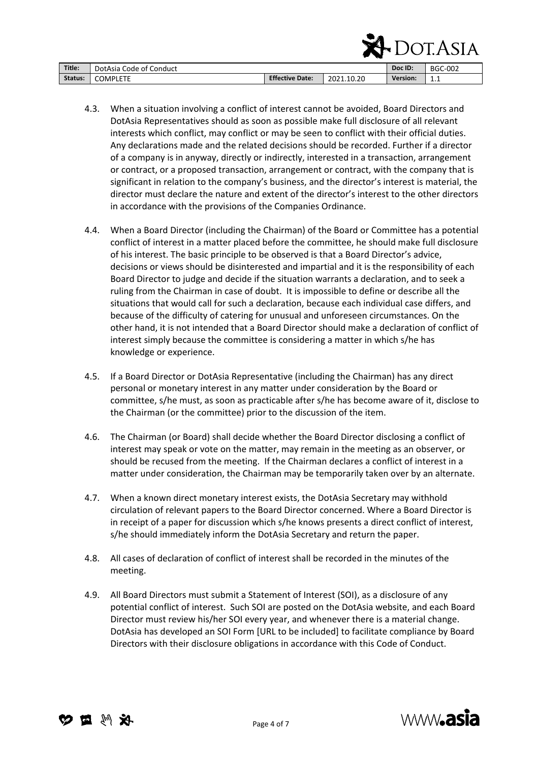4.3. When a situation involving a conflict of interest cannot be avoided, Board Directors and DotAsia Representatives should as soon as possible make full disclosure of all relevant interests which conflict, may conflict or may be seen to conflict with their official duties. Any declarations made and the related decisions should be recorded. Further if a director of a company is in anyway, directly or indirectly, interested in a transaction, arrangement or contract, or a proposed transaction, arrangement or contract, with the company that is significant in relation to the company's business, and the director's interest is material, the director must declare the nature and extent of the director's interest to the other directors in accordance with the provisions of the Companies Ordinance.

4.4. When a Board Director (including the Chairman) of the Board or Committee has a potential conflict of interest in a matter placed before the committee, he should make full disclosure of his interest. The basic principle to be observed is that a Board Director's advice, decisions or views should be disinterested and impartial and it is the responsibility of each Board Director to judge and decide if the situation warrants a declaration, and to seek a ruling from the Chairman in case of doubt. It is impossible to define or describe all the situations that would call for such a declaration, because each individual case differs, and because of the difficulty of catering for unusual and unforeseen circumstances. On the other hand, it is not intended that a Board Director should make a declaration of conflict of interest simply because the committee is considering a matter in which s/he has knowledge or experience.

4.5. If a Board Director or DotAsia Representative (including the Chairman) has any direct personal or monetary interest in any matter under consideration by the Board or committee, s/he must, as soon as practicable after s/he has become aware of it, disclose to the Chairman (or the committee) prior to the discussion of the item.

4.6. The Chairman (or Board) shall decide whether the Board Director disclosing a conflict of interest may speak or vote on the matter, may remain in the meeting as an observer, or should be recused from the meeting. If the Chairman declares a conflict of interest in a matter under consideration, the Chairman may be temporarily taken over by an alternate.

4.7. When a known direct monetary interest exists, the DotAsia Secretary may withhold circulation of relevant papers to the Board Director concerned. Where a Board Director is in receipt of a paper for discussion which s/he knows presents a direct conflict of interest, s/he should immediately inform the DotAsia Secretary and return the paper.

4.8. All cases of declaration of conflict of interest shall be recorded in the minutes of the meeting.

4.9. All Board Directors must submit a Statement of Interest (SOI), as a disclosure of any potential conflict of interest. Such SOI are posted on the DotAsia website, and each Board Director must review his/her SOI every year, and whenever there is a material change. DotAsia has developed an SOI Form [URL to be included] to facilitate compliance by Board Directors with their disclosure obligations in accordance with this Code of Conduct.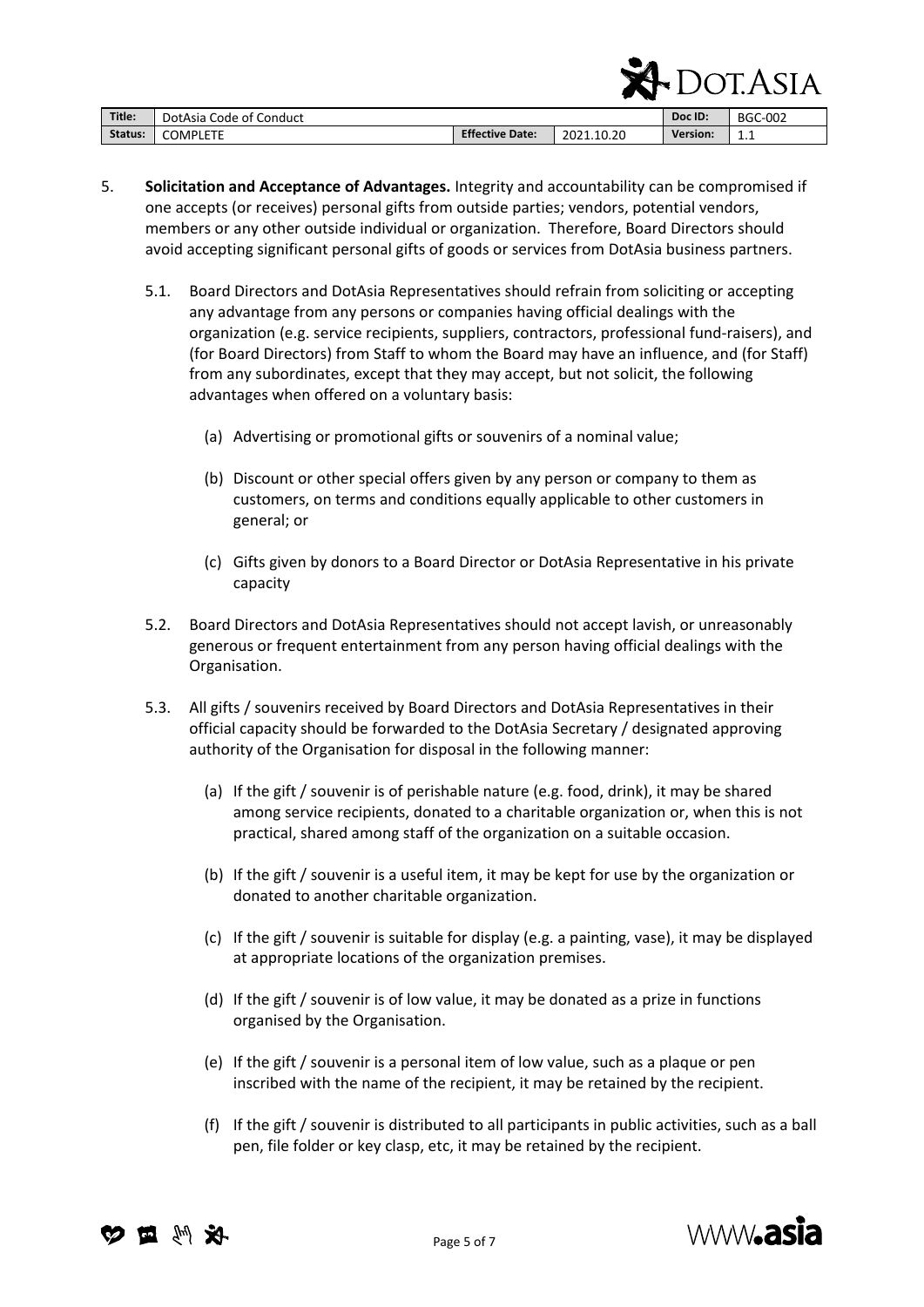5. **Solicitation and Acceptance of Advantages.** Integrity and accountability can be compromised if one accepts (or receives) personal gifts from outside parties; vendors, potential vendors, members or any other outside individual or organization. Therefore, Board Directors should avoid accepting significant personal gifts of goods or services from DotAsia business partners.

   5.1. Board Directors and DotAsia Representatives should refrain from soliciting or accepting any advantage from any persons or companies having official dealings with the organization (e.g. service recipients, suppliers, contractors, professional fund-raisers), and (for Board Directors) from Staff to whom the Board may have an influence, and (for Staff) from any subordinates, except that they may accept, but not solicit, the following advantages when offered on a voluntary basis:

      (a) Advertising or promotional gifts or souvenirs of a nominal value;

      (b) Discount or other special offers given by any person or company to them as customers, on terms and conditions equally applicable to other customers in general; or

      (c) Gifts given by donors to a Board Director or DotAsia Representative in his private capacity

   5.2. Board Directors and DotAsia Representatives should not accept lavish, or unreasonably generous or frequent entertainment from any person having official dealings with the Organisation.

   5.3. All gifts / souvenirs received by Board Directors and DotAsia Representatives in their official capacity should be forwarded to the DotAsia Secretary / designated approving authority of the Organisation for disposal in the following manner:

      (a) If the gift / souvenir is of perishable nature (e.g. food, drink), it may be shared among service recipients, donated to a charitable organization or, when this is not practical, shared among staff of the organization on a suitable occasion.

      (b) If the gift / souvenir is a useful item, it may be kept for use by the organization or donated to another charitable organization.

      (c) If the gift / souvenir is suitable for display (e.g. a painting, vase), it may be displayed at appropriate locations of the organization premises.

      (d) If the gift / souvenir is of low value, it may be donated as a prize in functions organised by the Organisation.

      (e) If the gift / souvenir is a personal item of low value, such as a plaque or pen inscribed with the name of the recipient, it may be retained by the recipient.

      (f) If the gift / souvenir is distributed to all participants in public activities, such as a ball pen, file folder or key clasp, etc, it may be retained by the recipient.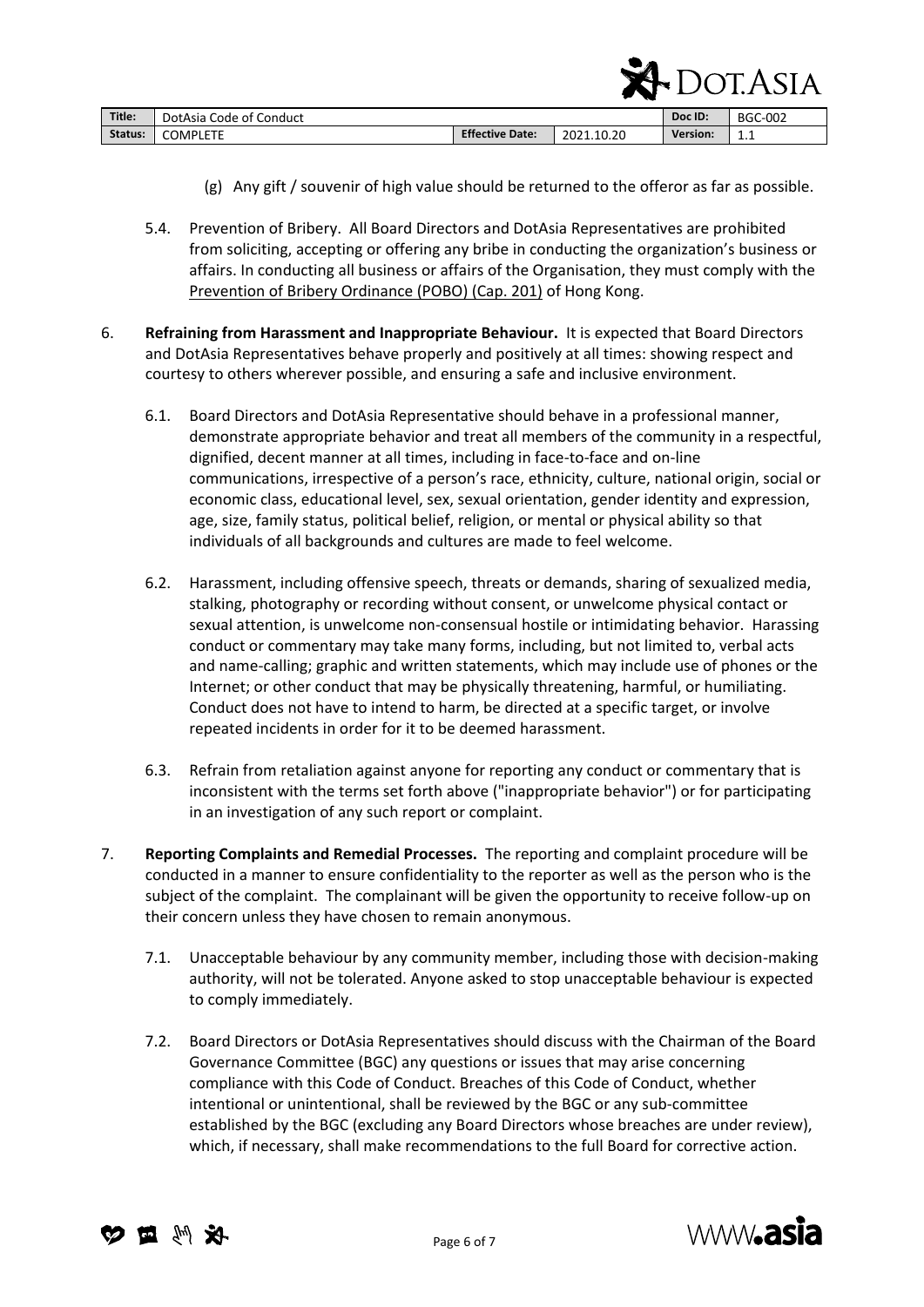(g) Any gift / souvenir of high value should be returned to the offeror as far as possible.

5.4. Prevention of Bribery. All Board Directors and DotAsia Representatives are prohibited from soliciting, accepting or offering any bribe in conducting the organization's business or affairs. In conducting all business or affairs of the Organisation, they must comply with the Prevention of Bribery Ordinance (POBO) (Cap. 201) of Hong Kong.

6. **Refraining from Harassment and Inappropriate Behaviour.** It is expected that Board Directors and DotAsia Representatives behave properly and positively at all times: showing respect and courtesy to others wherever possible, and ensuring a safe and inclusive environment.

   6.1. Board Directors and DotAsia Representative should behave in a professional manner, demonstrate appropriate behavior and treat all members of the community in a respectful, dignified, decent manner at all times, including in face-to-face and on-line communications, irrespective of a person's race, ethnicity, culture, national origin, social or economic class, educational level, sex, sexual orientation, gender identity and expression, age, size, family status, political belief, religion, or mental or physical ability so that individuals of all backgrounds and cultures are made to feel welcome.

   6.2. Harassment, including offensive speech, threats or demands, sharing of sexualized media, stalking, photography or recording without consent, or unwelcome physical contact or sexual attention, is unwelcome non-consensual hostile or intimidating behavior. Harassing conduct or commentary may take many forms, including, but not limited to, verbal acts and name-calling; graphic and written statements, which may include use of phones or the Internet; or other conduct that may be physically threatening, harmful, or humiliating. Conduct does not have to intend to harm, be directed at a specific target, or involve repeated incidents in order for it to be deemed harassment.

   6.3. Refrain from retaliation against anyone for reporting any conduct or commentary that is inconsistent with the terms set forth above ("inappropriate behavior") or for participating in an investigation of any such report or complaint.

7. **Reporting Complaints and Remedial Processes.** The reporting and complaint procedure will be conducted in a manner to ensure confidentiality to the reporter as well as the person who is the subject of the complaint. The complainant will be given the opportunity to receive follow-up on their concern unless they have chosen to remain anonymous.

   7.1. Unacceptable behaviour by any community member, including those with decision-making authority, will not be tolerated. Anyone asked to stop unacceptable behaviour is expected to comply immediately.

   7.2. Board Directors or DotAsia Representatives should discuss with the Chairman of the Board Governance Committee (BGC) any questions or issues that may arise concerning compliance with this Code of Conduct. Breaches of this Code of Conduct, whether intentional or unintentional, shall be reviewed by the BGC or any sub-committee established by the BGC (excluding any Board Directors whose breaches are under review), which, if necessary, shall make recommendations to the full Board for corrective action.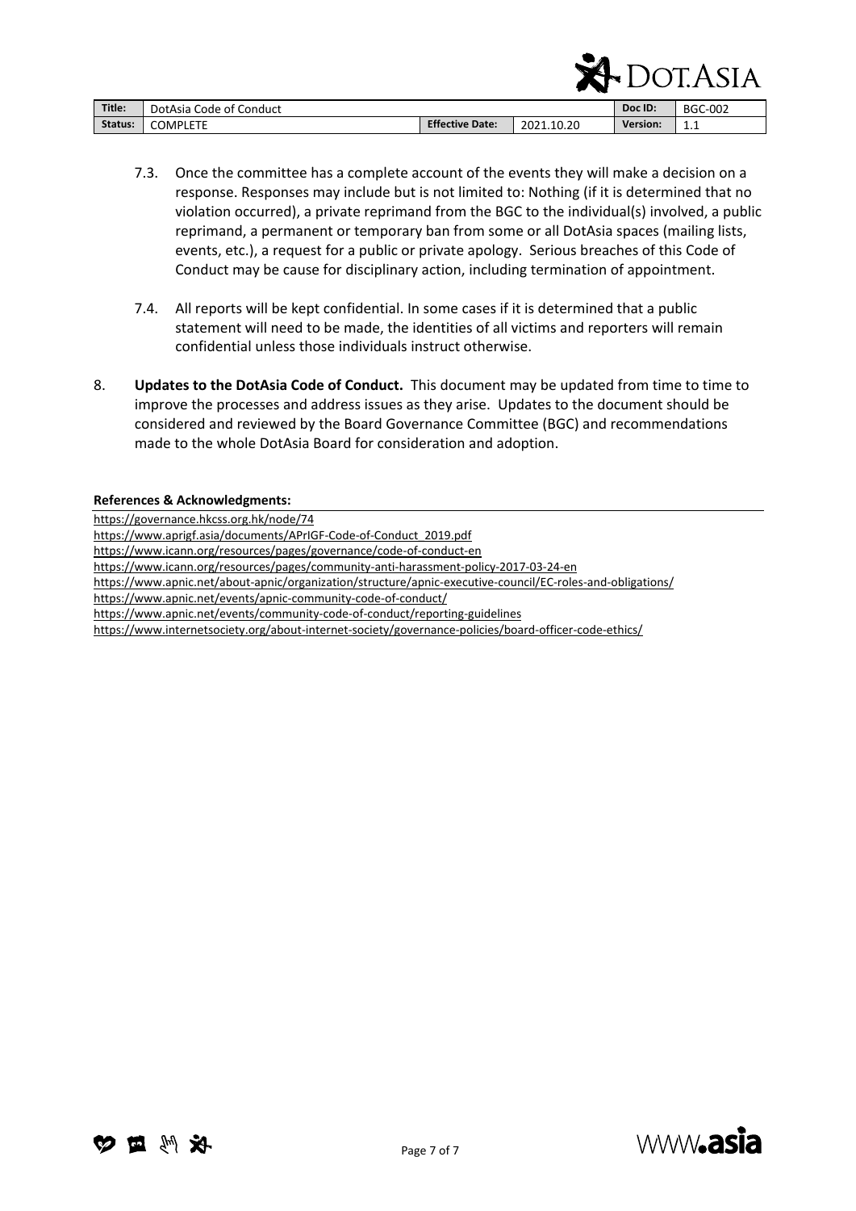7.3. Once the committee has a complete account of the events they will make a decision on a response. Responses may include but is not limited to: Nothing (if it is determined that no violation occurred), a private reprimand from the BGC to the individual(s) involved, a public reprimand, a permanent or temporary ban from some or all DotAsia spaces (mailing lists, events, etc.), a request for a public or private apology. Serious breaches of this Code of Conduct may be cause for disciplinary action, including termination of appointment.

7.4. All reports will be kept confidential. In some cases if it is determined that a public statement will need to be made, the identities of all victims and reporters will remain confidential unless those individuals instruct otherwise.

8. **Updates to the DotAsia Code of Conduct.** This document may be updated from time to time to improve the processes and address issues as they arise. Updates to the document should be considered and reviewed by the Board Governance Committee (BGC) and recommendations made to the whole DotAsia Board for consideration and adoption.

**References & Acknowledgments:**

https://governance.hkcss.org.hk/node/74
https://www.aprigf.asia/documents/APrIGF-Code-of-Conduct_2019.pdf
https://www.icann.org/resources/pages/governance/code-of-conduct-en
https://www.icann.org/resources/pages/community-anti-harassment-policy-2017-03-24-en
https://www.apnic.net/about-apnic/organization/structure/apnic-executive-council/EC-roles-and-obligations/
https://www.apnic.net/events/apnic-community-code-of-conduct/
https://www.apnic.net/events/community-code-of-conduct/reporting-guidelines
https://www.internetsociety.org/about-internet-society/governance-policies/board-officer-code-ethics/